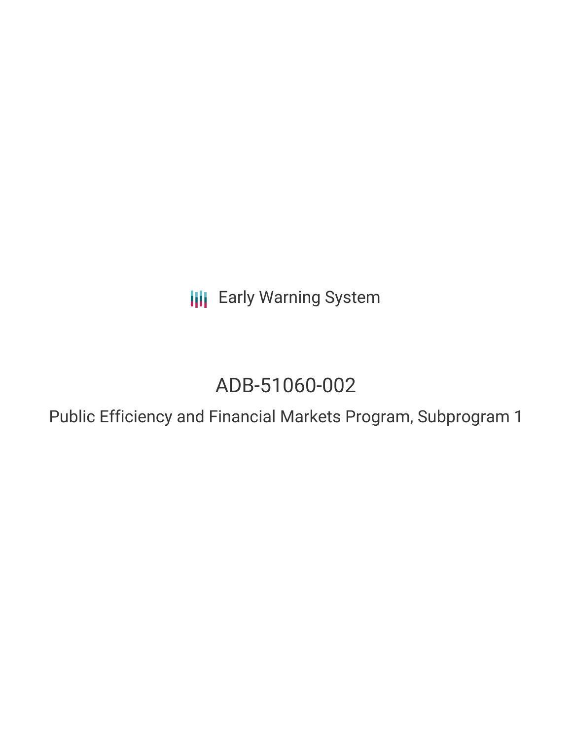Early Warning System

# ADB-51060-002

## Public Efficiency and Financial Markets Program, Subprogram 1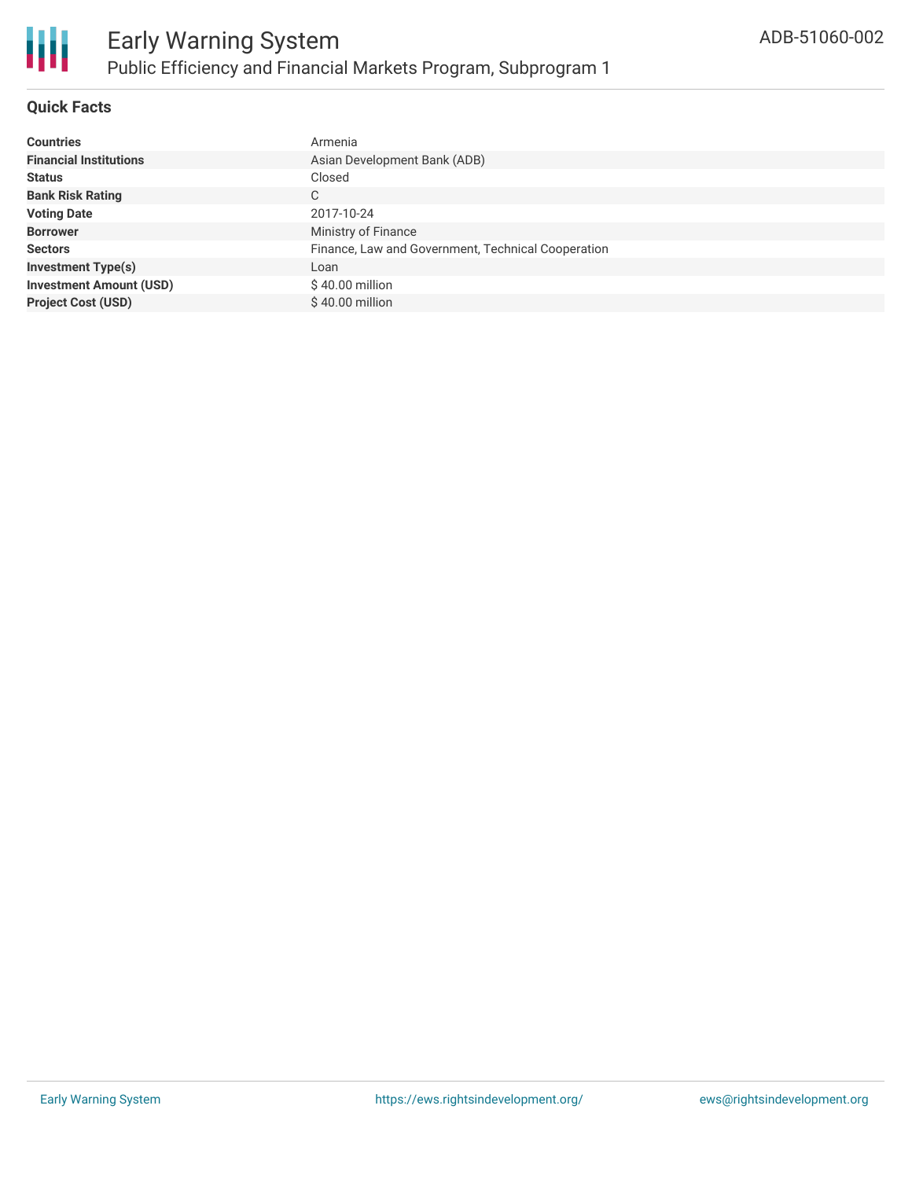# Early Warning System

## Public Efficiency and Financial Markets Program, Subprogram 1

ADB-51060-002

### Quick Facts

| | |
|---|---|
| **Countries** | Armenia |
| **Financial Institutions** | Asian Development Bank (ADB) |
| **Status** | Closed |
| **Bank Risk Rating** | C |
| **Voting Date** | 2017-10-24 |
| **Borrower** | Ministry of Finance |
| **Sectors** | Finance, Law and Government, Technical Cooperation |
| **Investment Type(s)** | Loan |
| **Investment Amount (USD)** | $ 40.00 million |
| **Project Cost (USD)** | $ 40.00 million |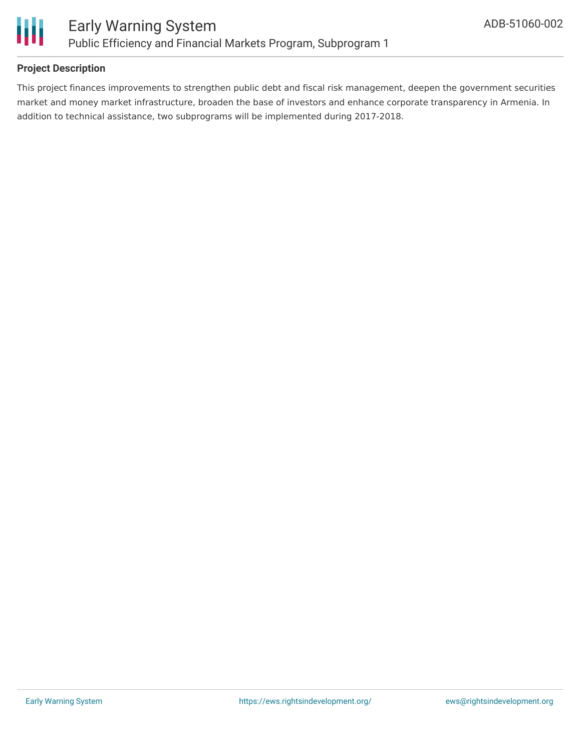**Project Description**

This project finances improvements to strengthen public debt and fiscal risk management, deepen the government securities market and money market infrastructure, broaden the base of investors and enhance corporate transparency in Armenia. In addition to technical assistance, two subprograms will be implemented during 2017-2018.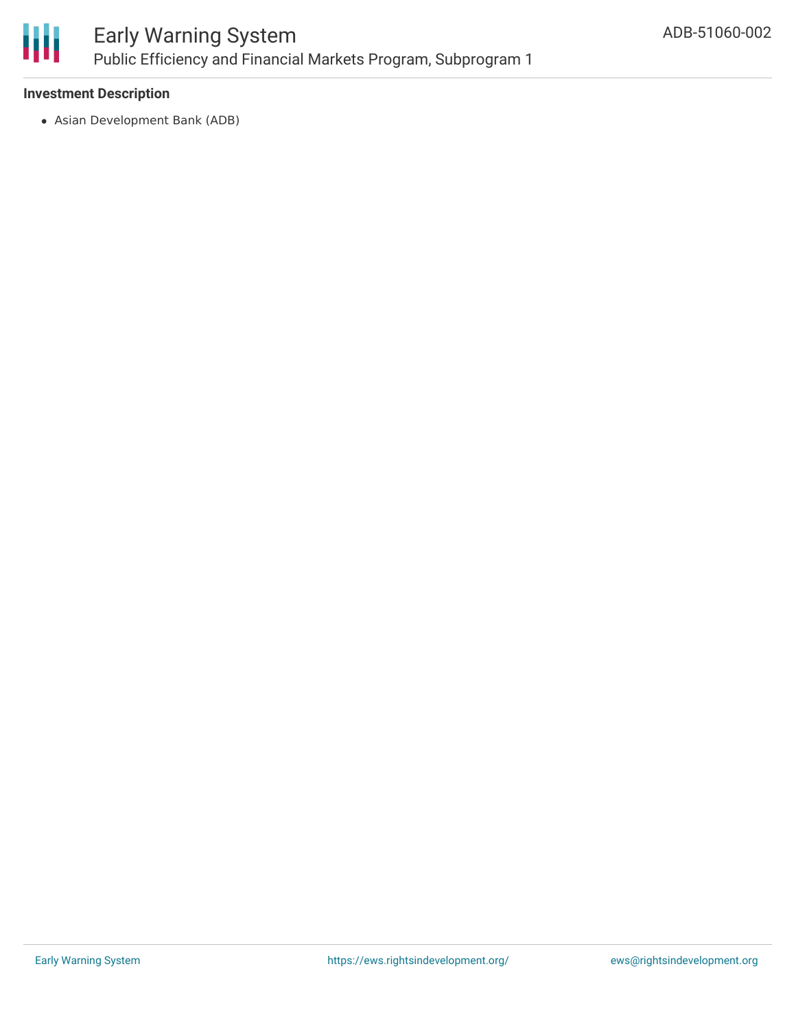**Investment Description**

- Asian Development Bank (ADB)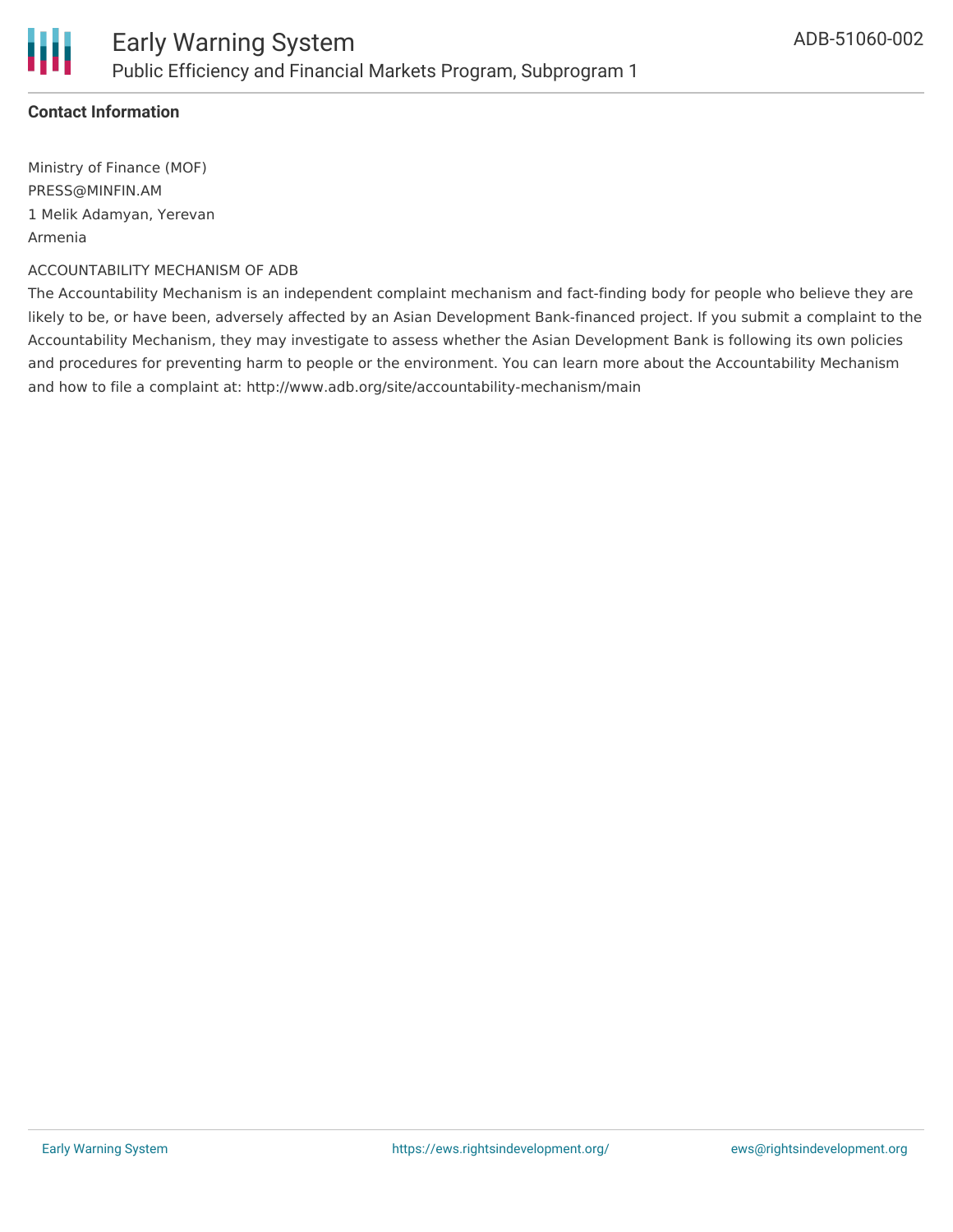**Contact Information**

Ministry of Finance (MOF)
PRESS@MINFIN.AM
1 Melik Adamyan, Yerevan
Armenia

ACCOUNTABILITY MECHANISM OF ADB

The Accountability Mechanism is an independent complaint mechanism and fact-finding body for people who believe they are likely to be, or have been, adversely affected by an Asian Development Bank-financed project. If you submit a complaint to the Accountability Mechanism, they may investigate to assess whether the Asian Development Bank is following its own policies and procedures for preventing harm to people or the environment. You can learn more about the Accountability Mechanism and how to file a complaint at: http://www.adb.org/site/accountability-mechanism/main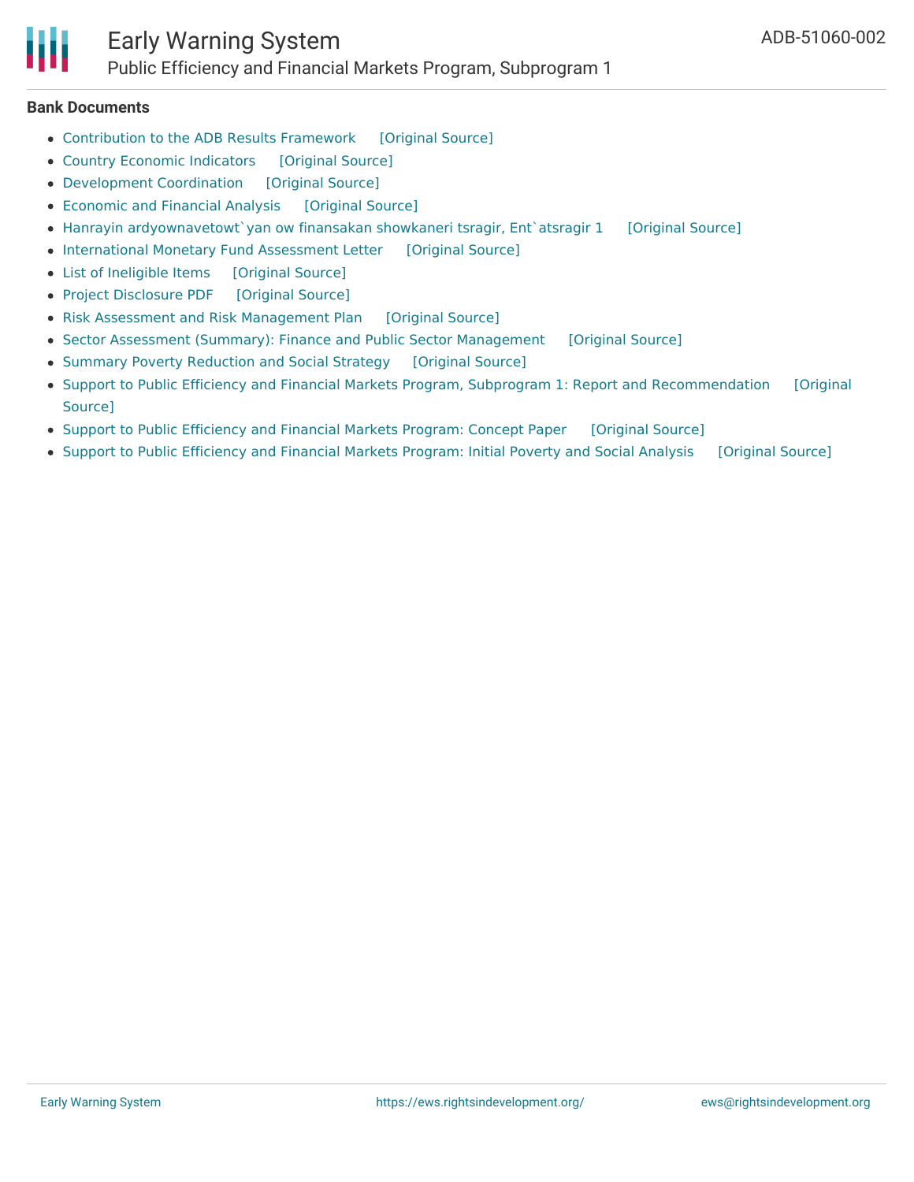### Bank Documents

- Contribution to the ADB Results Framework [Original Source]
- Country Economic Indicators [Original Source]
- Development Coordination [Original Source]
- Economic and Financial Analysis [Original Source]
- Hanrayin ardyownavetowt`yan ow finansakan showkaneri tsragir, Ent`atsragir 1 [Original Source]
- International Monetary Fund Assessment Letter [Original Source]
- List of Ineligible Items [Original Source]
- Project Disclosure PDF [Original Source]
- Risk Assessment and Risk Management Plan [Original Source]
- Sector Assessment (Summary): Finance and Public Sector Management [Original Source]
- Summary Poverty Reduction and Social Strategy [Original Source]
- Support to Public Efficiency and Financial Markets Program, Subprogram 1: Report and Recommendation [Original Source]
- Support to Public Efficiency and Financial Markets Program: Concept Paper [Original Source]
- Support to Public Efficiency and Financial Markets Program: Initial Poverty and Social Analysis [Original Source]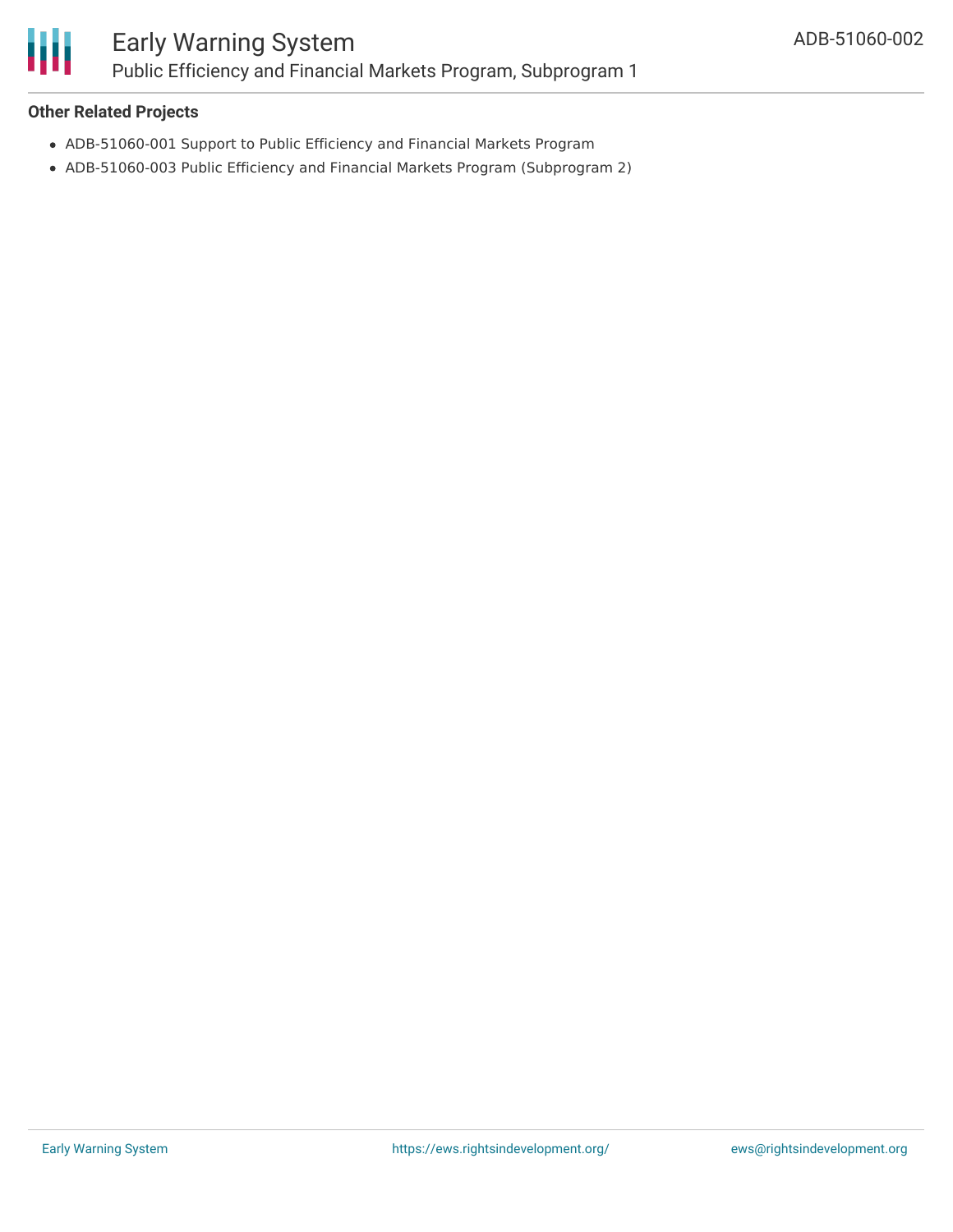**Other Related Projects**

- ADB-51060-001 Support to Public Efficiency and Financial Markets Program
- ADB-51060-003 Public Efficiency and Financial Markets Program (Subprogram 2)